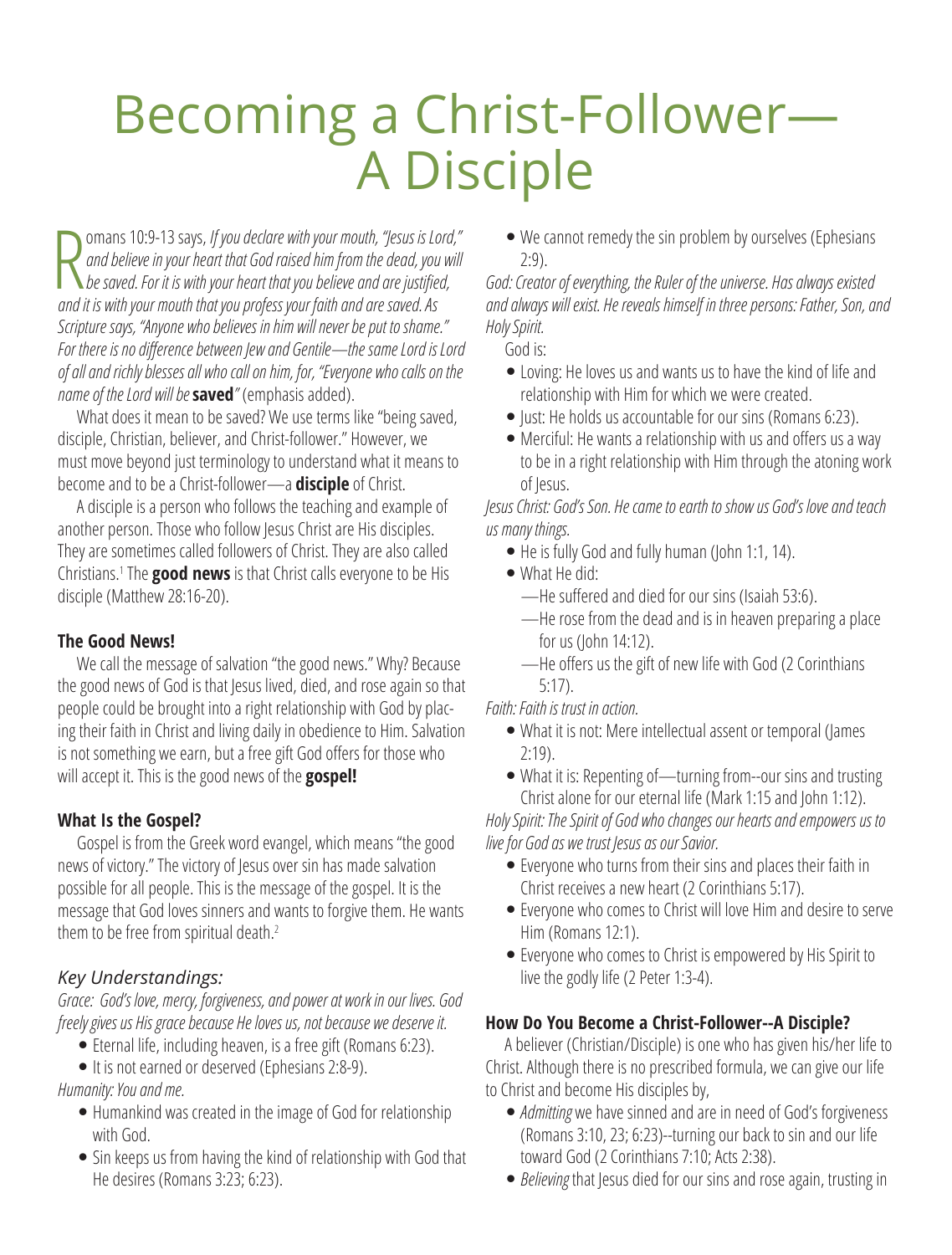# Becoming a Christ-Follower—A Disciple

Romans 10:9-13 says, *If you declare with your mouth, "Jesus is Lord," and believe in your heart that God raised him from the dead, you will be saved. For it is with your heart that you believe and are justified, and it is with your mouth that you profess your faith and are saved. As Scripture says, "Anyone who believes in him will never be put to shame." For there is no difference between Jew and Gentile—the same Lord is Lord of all and richly blesses all who call on him, for, "Everyone who calls on the name of the Lord will be* **saved**" (emphasis added).

What does it mean to be saved? We use terms like "being saved, disciple, Christian, believer, and Christ-follower." However, we must move beyond just terminology to understand what it means to become and to be a Christ-follower—a **disciple** of Christ.

A disciple is a person who follows the teaching and example of another person. Those who follow Jesus Christ are His disciples. They are sometimes called followers of Christ. They are also called Christians.[1] The **good news** is that Christ calls everyone to be His disciple (Matthew 28:16-20).

**The Good News!**

We call the message of salvation "the good news." Why? Because the good news of God is that Jesus lived, died, and rose again so that people could be brought into a right relationship with God by placing their faith in Christ and living daily in obedience to Him. Salvation is not something we earn, but a free gift God offers for those who will accept it. This is the good news of the **gospel!**

**What Is the Gospel?**

Gospel is from the Greek word evangel, which means "the good news of victory." The victory of Jesus over sin has made salvation possible for all people. This is the message of the gospel. It is the message that God loves sinners and wants to forgive them. He wants them to be free from spiritual death.[2]

### *Key Understandings:*

*Grace: God's love, mercy, forgiveness, and power at work in our lives. God freely gives us His grace because He loves us, not because we deserve it.*

- Eternal life, including heaven, is a free gift (Romans 6:23).
- It is not earned or deserved (Ephesians 2:8-9).

*Humanity: You and me.*

- Humankind was created in the image of God for relationship with God.
- Sin keeps us from having the kind of relationship with God that He desires (Romans 3:23; 6:23).
- We cannot remedy the sin problem by ourselves (Ephesians 2:9).

*God: Creator of everything, the Ruler of the universe. Has always existed and always will exist. He reveals himself in three persons: Father, Son, and Holy Spirit.*

God is:

- Loving: He loves us and wants us to have the kind of life and relationship with Him for which we were created.
- Just: He holds us accountable for our sins (Romans 6:23).
- Merciful: He wants a relationship with us and offers us a way to be in a right relationship with Him through the atoning work of Jesus.

*Jesus Christ: God's Son. He came to earth to show us God's love and teach us many things.*

- He is fully God and fully human (John 1:1, 14).
- What He did:
  - —He suffered and died for our sins (Isaiah 53:6).
  - —He rose from the dead and is in heaven preparing a place for us (John 14:12).
  - —He offers us the gift of new life with God (2 Corinthians 5:17).

*Faith: Faith is trust in action.*

- What it is not: Mere intellectual assent or temporal (James 2:19).
- What it is: Repenting of—turning from--our sins and trusting Christ alone for our eternal life (Mark 1:15 and John 1:12).

*Holy Spirit: The Spirit of God who changes our hearts and empowers us to live for God as we trust Jesus as our Savior.*

- Everyone who turns from their sins and places their faith in Christ receives a new heart (2 Corinthians 5:17).
- Everyone who comes to Christ will love Him and desire to serve Him (Romans 12:1).
- Everyone who comes to Christ is empowered by His Spirit to live the godly life (2 Peter 1:3-4).

**How Do You Become a Christ-Follower--A Disciple?**

A believer (Christian/Disciple) is one who has given his/her life to Christ. Although there is no prescribed formula, we can give our life to Christ and become His disciples by,

- *Admitting* we have sinned and are in need of God's forgiveness (Romans 3:10, 23; 6:23)--turning our back to sin and our life toward God (2 Corinthians 7:10; Acts 2:38).
- *Believing* that Jesus died for our sins and rose again, trusting in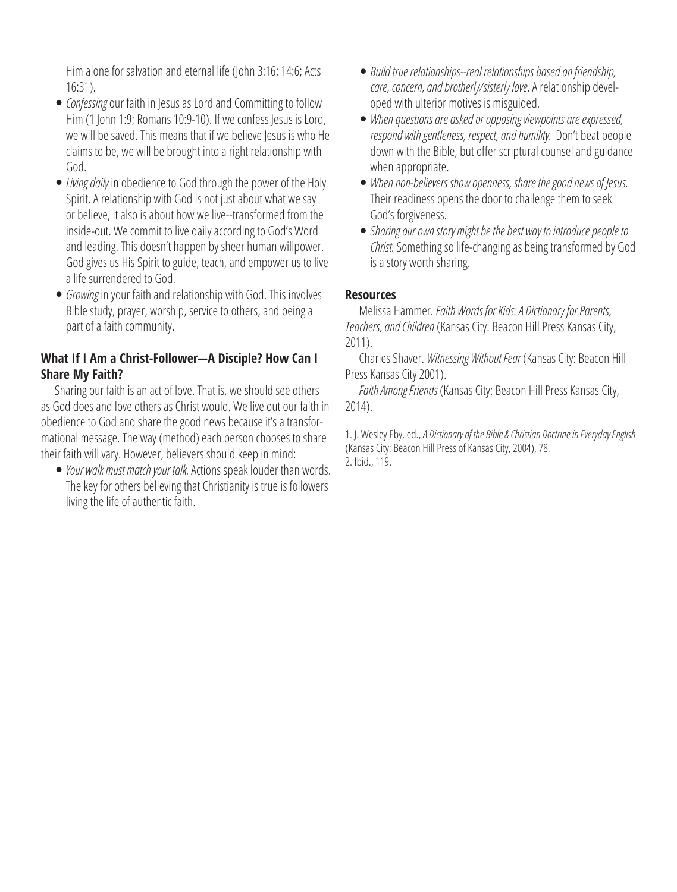Him alone for salvation and eternal life (John 3:16; 14:6; Acts 16:31).

- *Confessing* our faith in Jesus as Lord and Committing to follow Him (1 John 1:9; Romans 10:9-10). If we confess Jesus is Lord, we will be saved. This means that if we believe Jesus is who He claims to be, we will be brought into a right relationship with God.
- *Living daily* in obedience to God through the power of the Holy Spirit. A relationship with God is not just about what we say or believe, it also is about how we live--transformed from the inside-out. We commit to live daily according to God's Word and leading. This doesn't happen by sheer human willpower. God gives us His Spirit to guide, teach, and empower us to live a life surrendered to God.
- *Growing* in your faith and relationship with God. This involves Bible study, prayer, worship, service to others, and being a part of a faith community.

### What If I Am a Christ-Follower—A Disciple? How Can I Share My Faith?

Sharing our faith is an act of love. That is, we should see others as God does and love others as Christ would. We live out our faith in obedience to God and share the good news because it's a transformational message. The way (method) each person chooses to share their faith will vary. However, believers should keep in mind:

- *Your walk must match your talk.* Actions speak louder than words. The key for others believing that Christianity is true is followers living the life of authentic faith.
- *Build true relationships--real relationships based on friendship, care, concern, and brotherly/sisterly love.* A relationship developed with ulterior motives is misguided.
- *When questions are asked or opposing viewpoints are expressed, respond with gentleness, respect, and humility.* Don't beat people down with the Bible, but offer scriptural counsel and guidance when appropriate.
- *When non-believers show openness, share the good news of Jesus.* Their readiness opens the door to challenge them to seek God's forgiveness.
- *Sharing our own story might be the best way to introduce people to Christ.* Something so life-changing as being transformed by God is a story worth sharing.

### Resources

Melissa Hammer. *Faith Words for Kids: A Dictionary for Parents, Teachers, and Children* (Kansas City: Beacon Hill Press Kansas City, 2011).

Charles Shaver. *Witnessing Without Fear* (Kansas City: Beacon Hill Press Kansas City 2001).

*Faith Among Friends* (Kansas City: Beacon Hill Press Kansas City, 2014).

---

1. J. Wesley Eby, ed., *A Dictionary of the Bible & Christian Doctrine in Everyday English* (Kansas City: Beacon Hill Press of Kansas City, 2004), 78.
2. Ibid., 119.